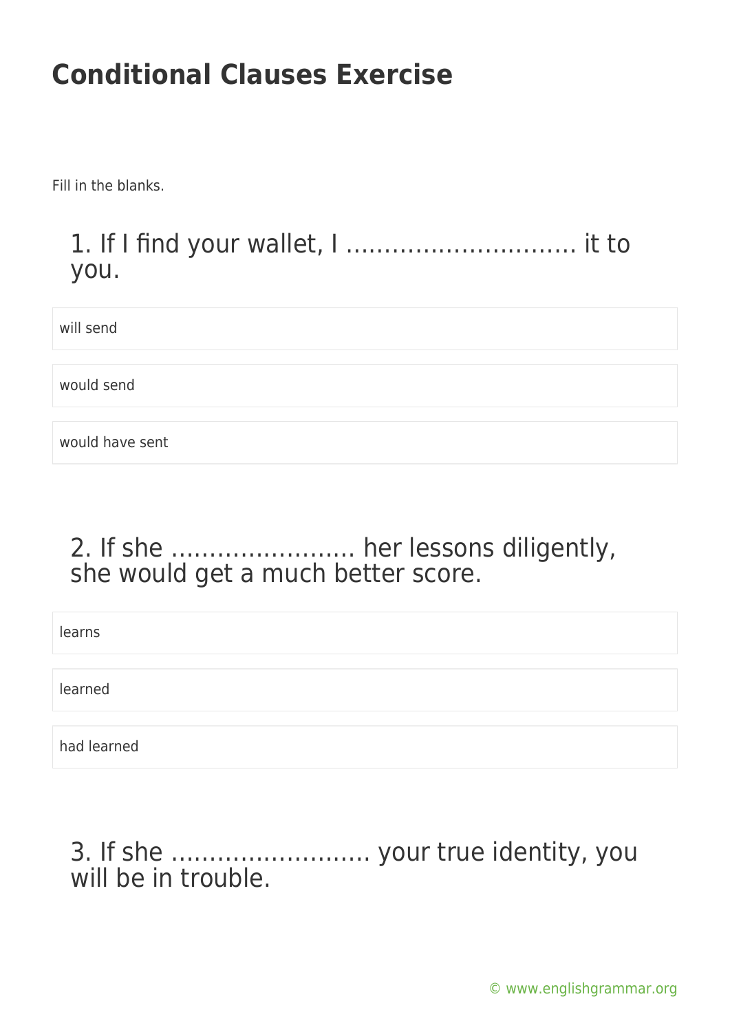# Conditional Clauses Exercise

Fill in the blanks.

## 1. If I find your wallet, I ............................... it to you.

- will send
- would send
- would have sent

## 2. If she ........................ her lessons diligently, she would get a much better score.

- learns
- learned
- had learned

## 3. If she .......................... your true identity, you will be in trouble.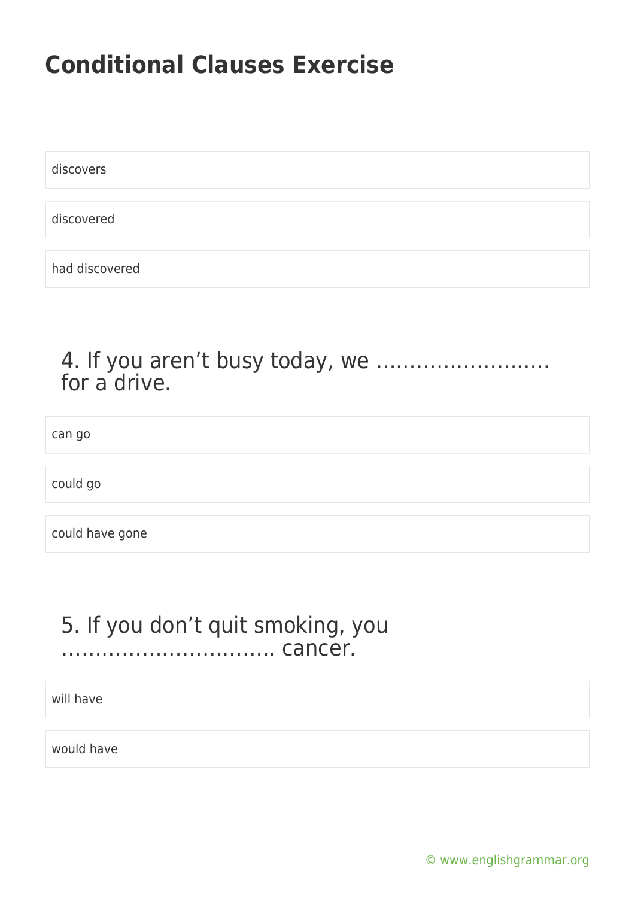# Conditional Clauses Exercise

discovers

discovered

had discovered

4. If you aren't busy today, we …………………….. for a drive.

can go

could go

could have gone

5. If you don't quit smoking, you ………………………….. cancer.

will have

would have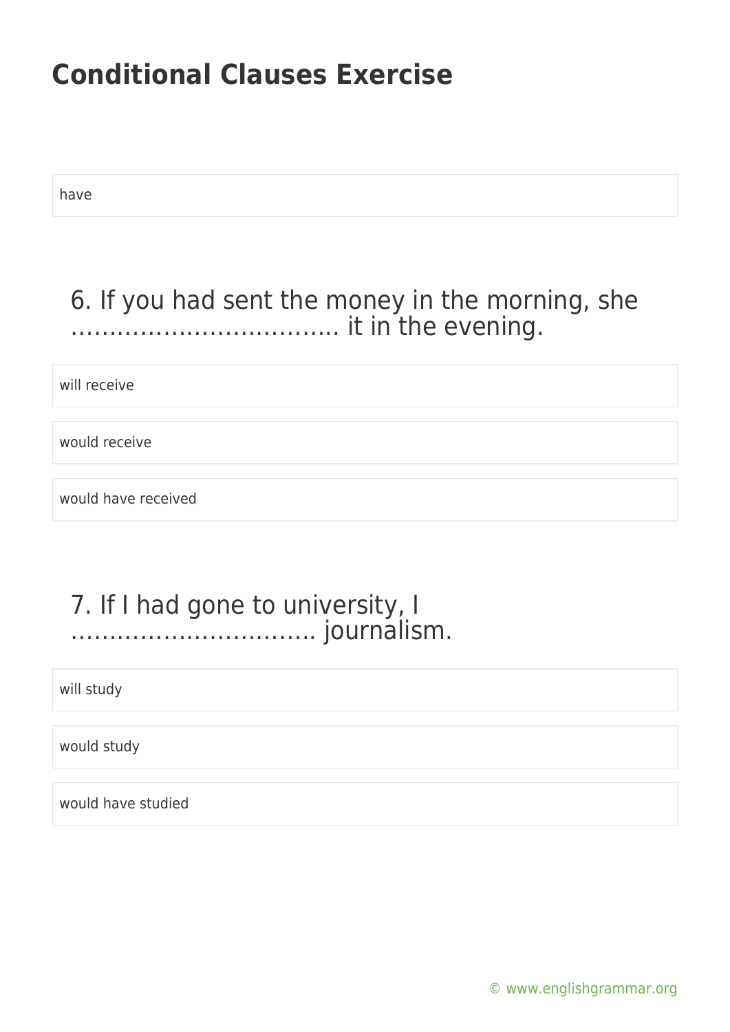# Conditional Clauses Exercise

have

## 6. If you had sent the money in the morning, she …………………………… it in the evening.

will receive

would receive

would have received

## 7. If I had gone to university, I ………………………….. journalism.

will study

would study

would have studied

© www.englishgrammar.org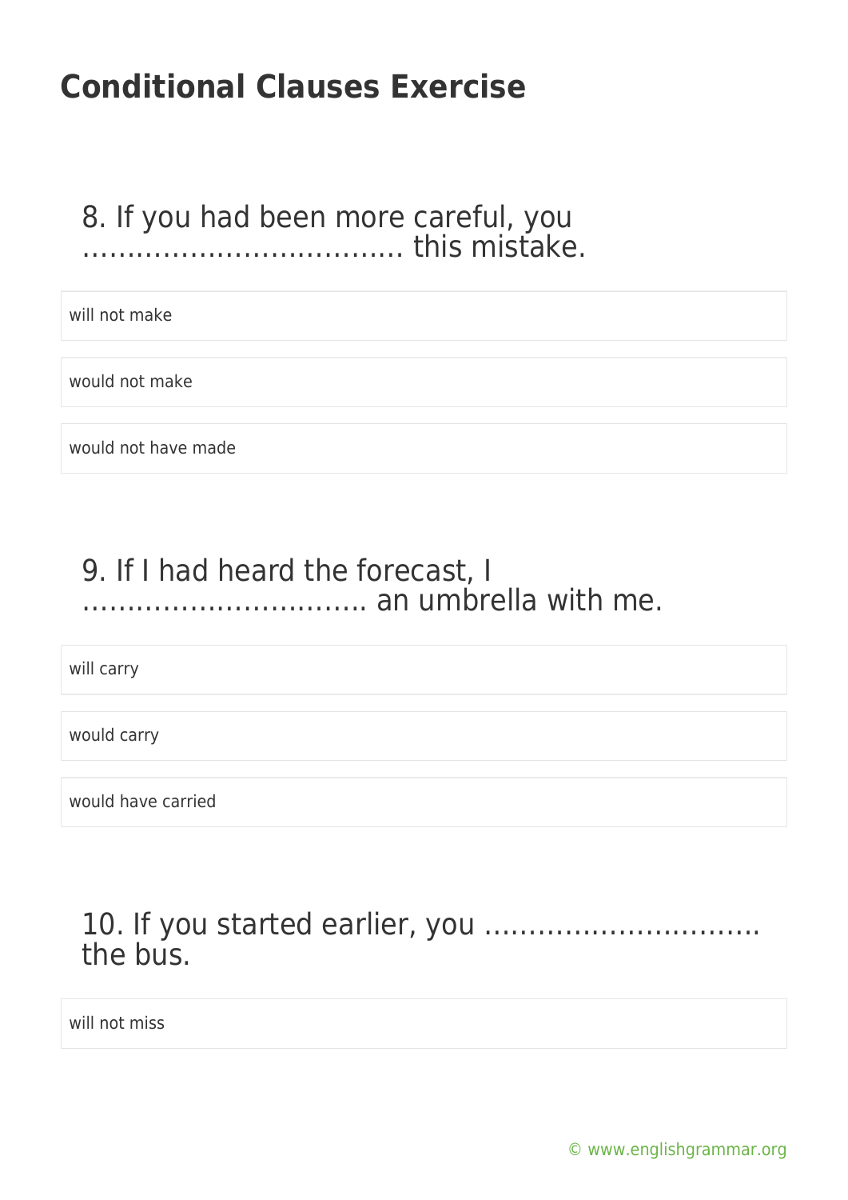# Conditional Clauses Exercise

## 8. If you had been more careful, you ……………………………. this mistake.

- will not make
- would not make
- would not have made

## 9. If I had heard the forecast, I ………………………….. an umbrella with me.

- will carry
- would carry
- would have carried

## 10. If you started earlier, you ………………………… the bus.

- will not miss

© www.englishgrammar.org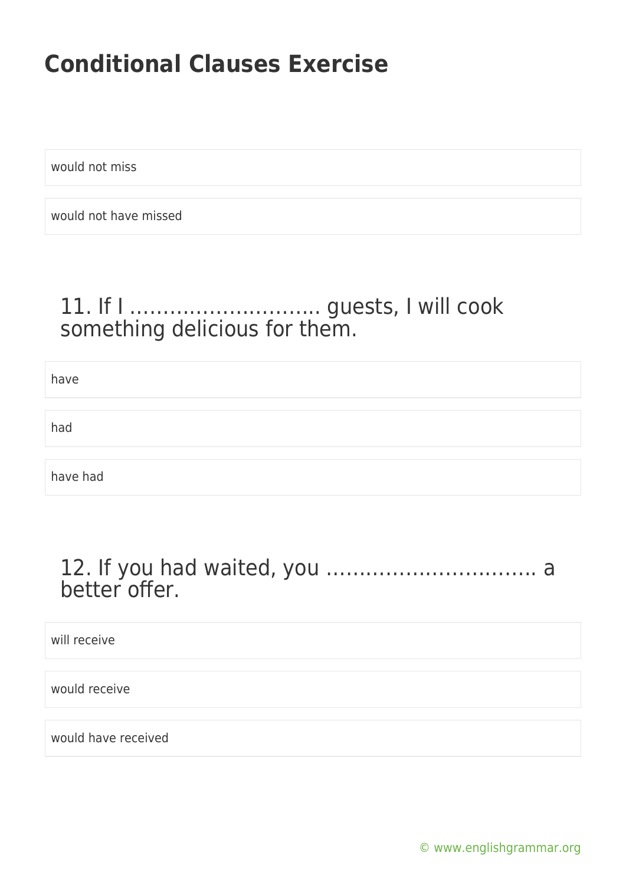# Conditional Clauses Exercise

would not miss

would not have missed

## 11. If I ……………………….. guests, I will cook something delicious for them.

have

had

have had

## 12. If you had waited, you ………………………….. a better offer.

will receive

would receive

would have received

© www.englishgrammar.org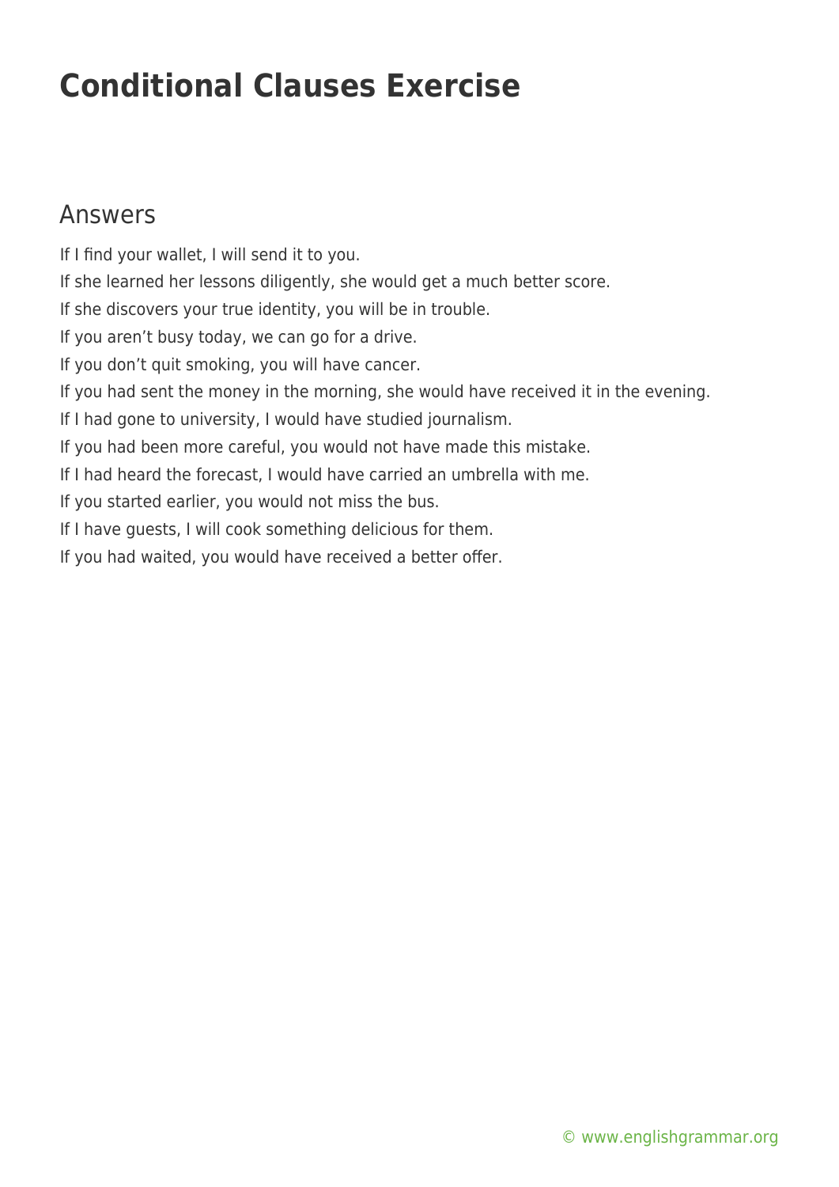# Conditional Clauses Exercise

## Answers

If I find your wallet, I will send it to you.

If she learned her lessons diligently, she would get a much better score.

If she discovers your true identity, you will be in trouble.

If you aren't busy today, we can go for a drive.

If you don't quit smoking, you will have cancer.

If you had sent the money in the morning, she would have received it in the evening.

If I had gone to university, I would have studied journalism.

If you had been more careful, you would not have made this mistake.

If I had heard the forecast, I would have carried an umbrella with me.

If you started earlier, you would not miss the bus.

If I have guests, I will cook something delicious for them.

If you had waited, you would have received a better offer.

© www.englishgrammar.org